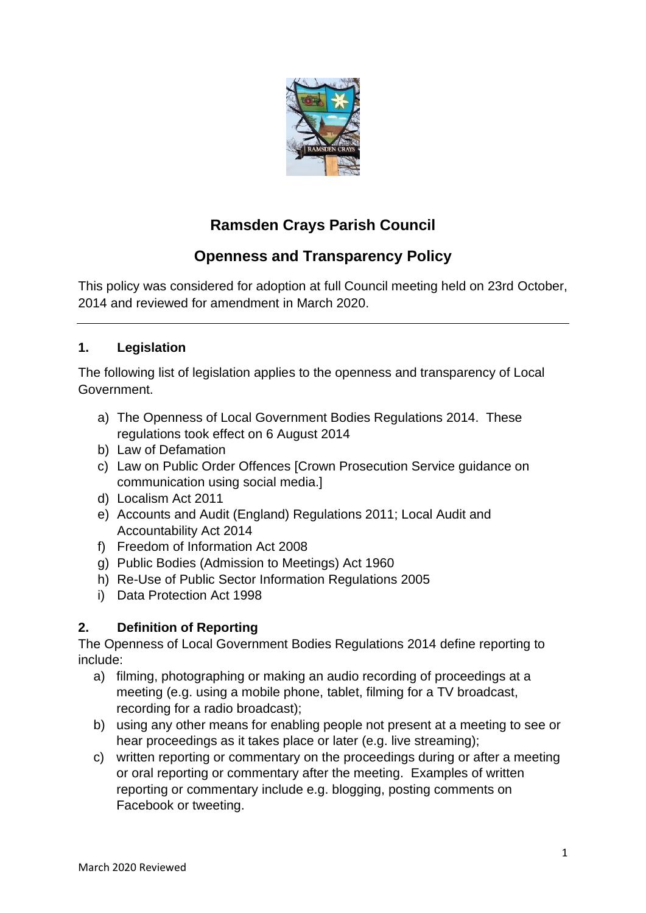# Ramsden Crays Parish Council

## Openness and Transparency Policy

This policy was considered for adoption at full Council meeting held on 23rd October, 2014 and reviewed for amendment in March 2020.

---

### 1. Legislation

The following list of legislation applies to the openness and transparency of Local Government.

a) The Openness of Local Government Bodies Regulations 2014. These regulations took effect on 6 August 2014
b) Law of Defamation
c) Law on Public Order Offences [Crown Prosecution Service guidance on communication using social media.]
d) Localism Act 2011
e) Accounts and Audit (England) Regulations 2011; Local Audit and Accountability Act 2014
f) Freedom of Information Act 2008
g) Public Bodies (Admission to Meetings) Act 1960
h) Re-Use of Public Sector Information Regulations 2005
i) Data Protection Act 1998

### 2. Definition of Reporting

The Openness of Local Government Bodies Regulations 2014 define reporting to include:

a) filming, photographing or making an audio recording of proceedings at a meeting (e.g. using a mobile phone, tablet, filming for a TV broadcast, recording for a radio broadcast);
b) using any other means for enabling people not present at a meeting to see or hear proceedings as it takes place or later (e.g. live streaming);
c) written reporting or commentary on the proceedings during or after a meeting or oral reporting or commentary after the meeting. Examples of written reporting or commentary include e.g. blogging, posting comments on Facebook or tweeting.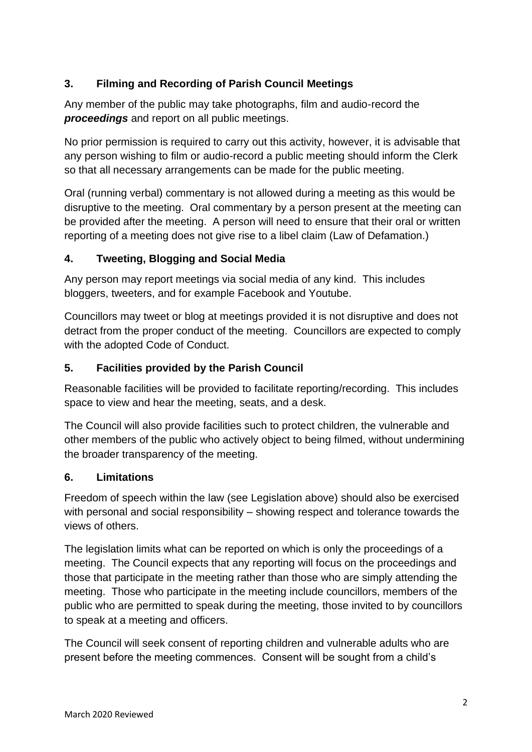## 3. Filming and Recording of Parish Council Meetings

Any member of the public may take photographs, film and audio-record the ***proceedings*** and report on all public meetings.

No prior permission is required to carry out this activity, however, it is advisable that any person wishing to film or audio-record a public meeting should inform the Clerk so that all necessary arrangements can be made for the public meeting.

Oral (running verbal) commentary is not allowed during a meeting as this would be disruptive to the meeting. Oral commentary by a person present at the meeting can be provided after the meeting. A person will need to ensure that their oral or written reporting of a meeting does not give rise to a libel claim (Law of Defamation.)

## 4. Tweeting, Blogging and Social Media

Any person may report meetings via social media of any kind. This includes bloggers, tweeters, and for example Facebook and Youtube.

Councillors may tweet or blog at meetings provided it is not disruptive and does not detract from the proper conduct of the meeting. Councillors are expected to comply with the adopted Code of Conduct.

## 5. Facilities provided by the Parish Council

Reasonable facilities will be provided to facilitate reporting/recording. This includes space to view and hear the meeting, seats, and a desk.

The Council will also provide facilities such to protect children, the vulnerable and other members of the public who actively object to being filmed, without undermining the broader transparency of the meeting.

## 6. Limitations

Freedom of speech within the law (see Legislation above) should also be exercised with personal and social responsibility – showing respect and tolerance towards the views of others.

The legislation limits what can be reported on which is only the proceedings of a meeting. The Council expects that any reporting will focus on the proceedings and those that participate in the meeting rather than those who are simply attending the meeting. Those who participate in the meeting include councillors, members of the public who are permitted to speak during the meeting, those invited to by councillors to speak at a meeting and officers.

The Council will seek consent of reporting children and vulnerable adults who are present before the meeting commences. Consent will be sought from a child's

March 2020 Reviewed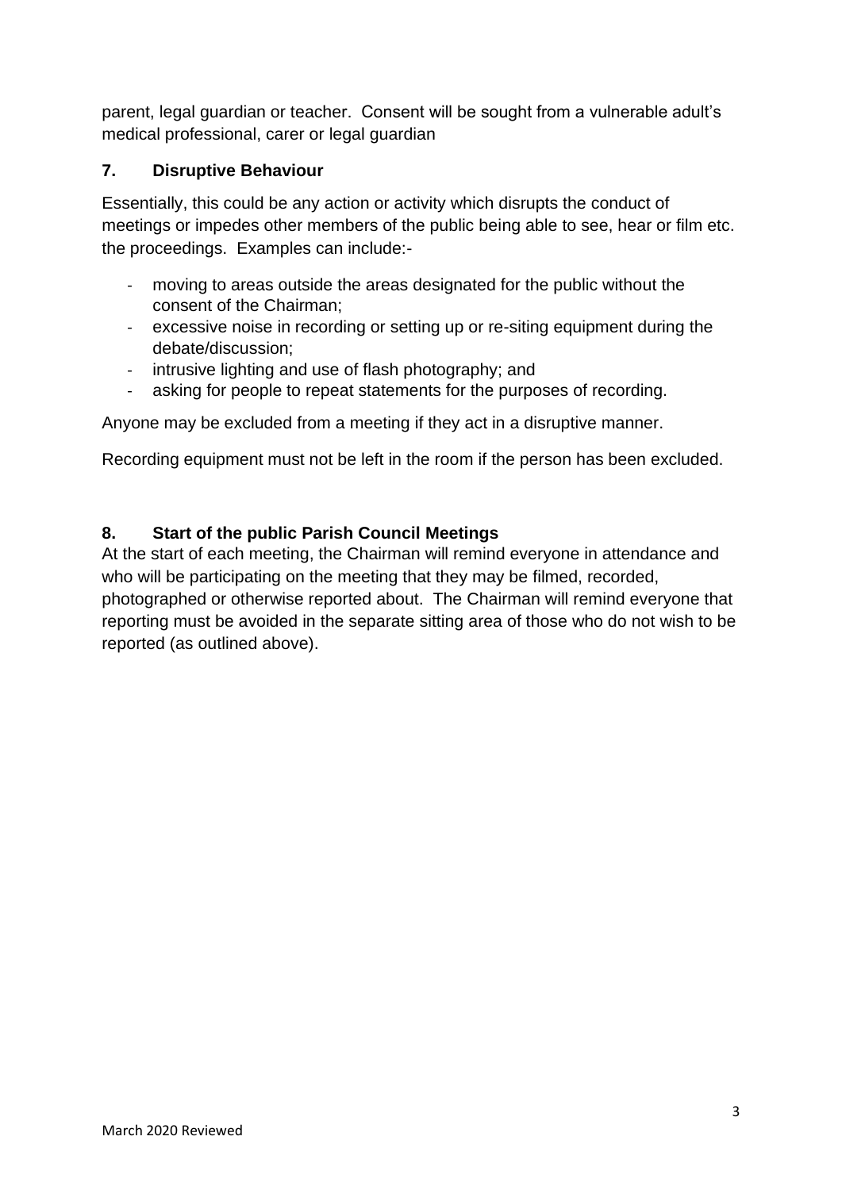parent, legal guardian or teacher. Consent will be sought from a vulnerable adult's medical professional, carer or legal guardian

## 7. Disruptive Behaviour

Essentially, this could be any action or activity which disrupts the conduct of meetings or impedes other members of the public being able to see, hear or film etc. the proceedings. Examples can include:-

- moving to areas outside the areas designated for the public without the consent of the Chairman;
- excessive noise in recording or setting up or re-siting equipment during the debate/discussion;
- intrusive lighting and use of flash photography; and
- asking for people to repeat statements for the purposes of recording.

Anyone may be excluded from a meeting if they act in a disruptive manner.

Recording equipment must not be left in the room if the person has been excluded.

## 8. Start of the public Parish Council Meetings

At the start of each meeting, the Chairman will remind everyone in attendance and who will be participating on the meeting that they may be filmed, recorded, photographed or otherwise reported about. The Chairman will remind everyone that reporting must be avoided in the separate sitting area of those who do not wish to be reported (as outlined above).